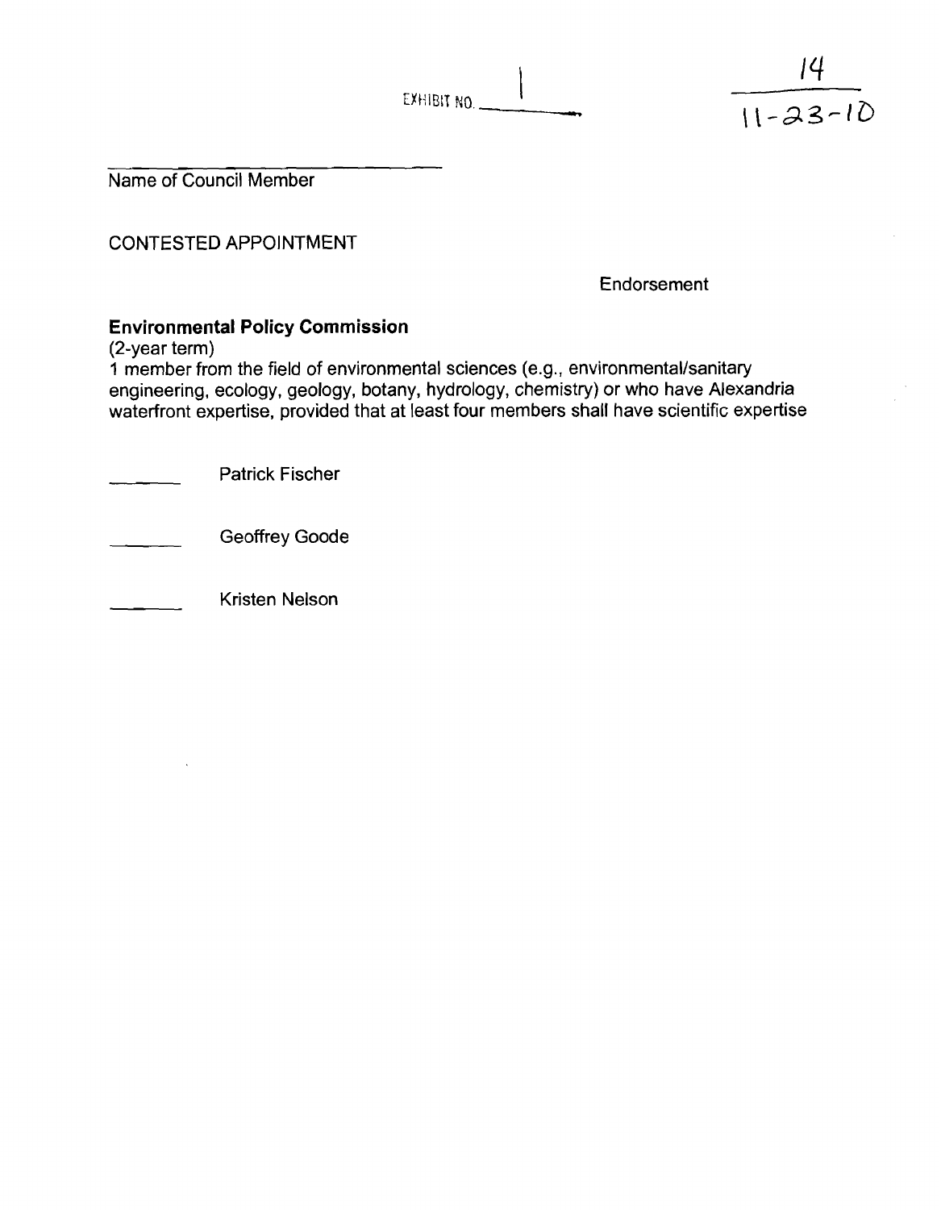EXHIBIT NO. 1

14
11-23-10

______________________
Name of Council Member

CONTESTED APPOINTMENT

Endorsement

**Environmental Policy Commission**
(2-year term)
1 member from the field of environmental sciences (e.g., environmental/sanitary engineering, ecology, geology, botany, hydrology, chemistry) or who have Alexandria waterfront expertise, provided that at least four members shall have scientific expertise

______ Patrick Fischer

______ Geoffrey Goode

______ Kristen Nelson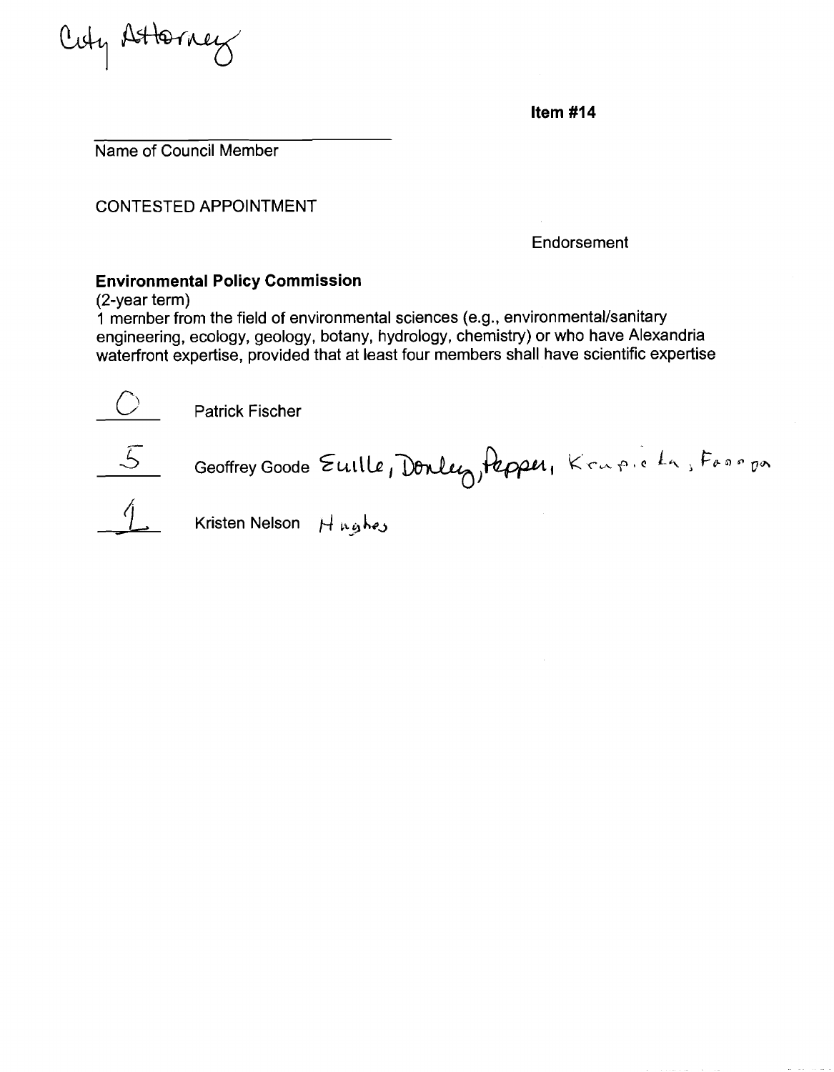City Attorney

**Item #14**

Name of Council Member

CONTESTED APPOINTMENT

Endorsement

**Environmental Policy Commission**

(2-year term)

1 member from the field of environmental sciences (e.g., environmental/sanitary engineering, ecology, geology, botany, hydrology, chemistry) or who have Alexandria waterfront expertise, provided that at least four members shall have scientific expertise

| | | |
|---|---|---|
| 0 | Patrick Fischer | |
| 5 | Geoffrey Goode | Euille, Donley, Pepper, Krupicka, Fannon |
| 1 | Kristen Nelson | Hughes |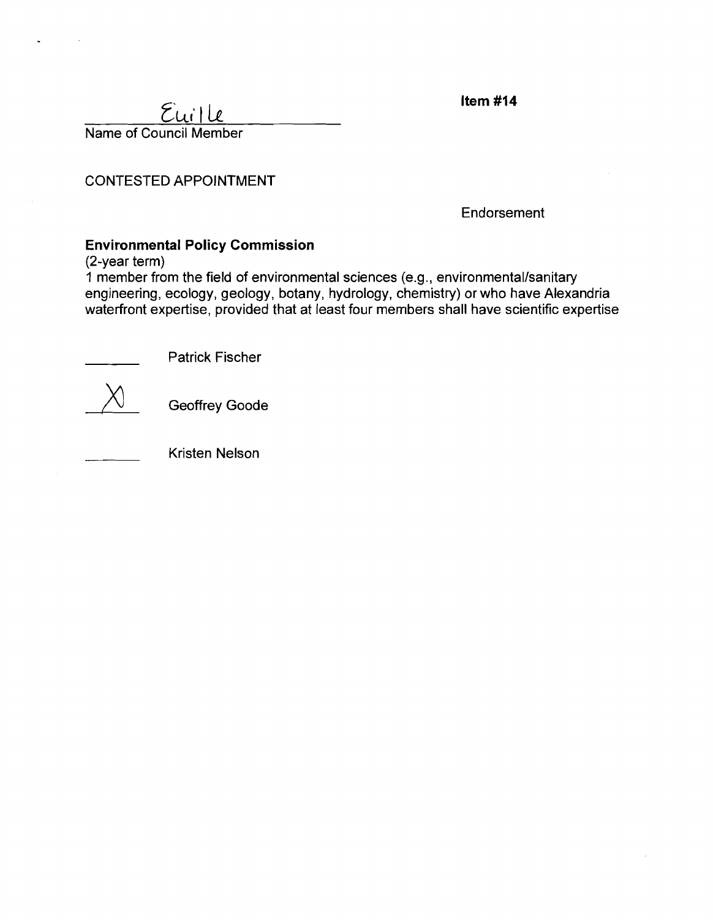**Item #14**

Euille
Name of Council Member

CONTESTED APPOINTMENT

Endorsement

**Environmental Policy Commission**
(2-year term)
1 member from the field of environmental sciences (e.g., environmental/sanitary engineering, ecology, geology, botany, hydrology, chemistry) or who have Alexandria waterfront expertise, provided that at least four members shall have scientific expertise

| Endorsement | Candidate |
|---|---|
| ______ | Patrick Fischer |
| X | Geoffrey Goode |
| ______ | Kristen Nelson |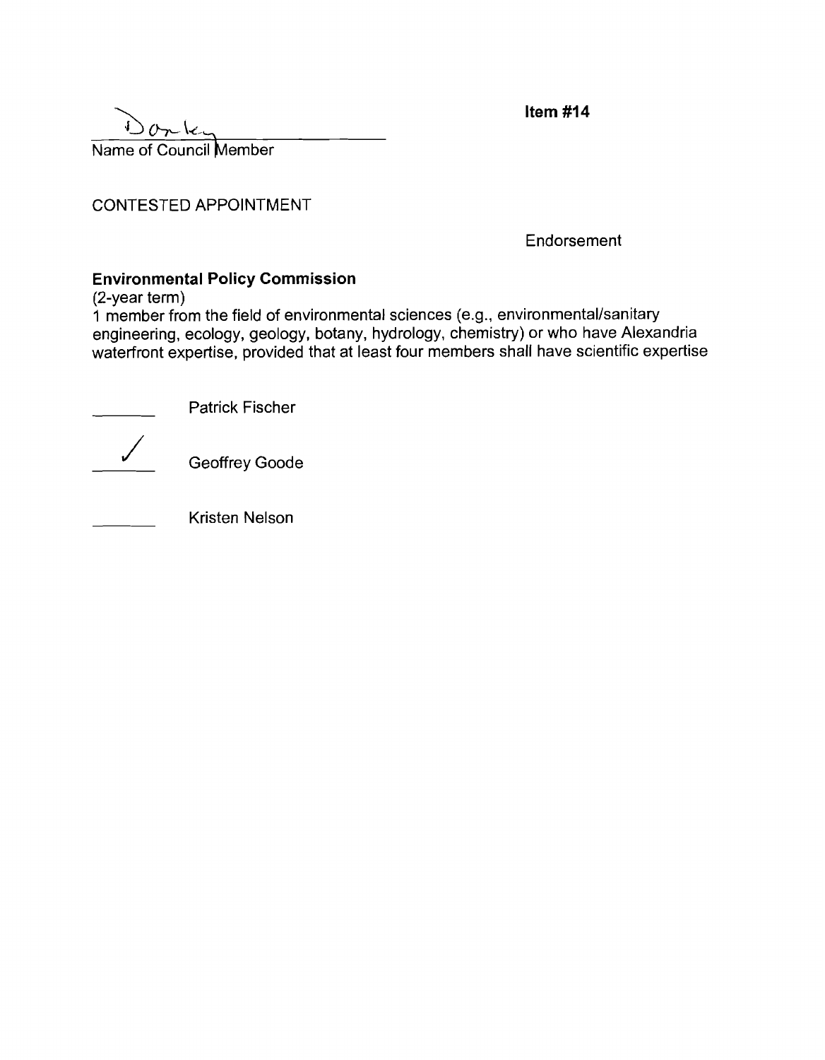Donley
Name of Council Member

**Item #14**

CONTESTED APPOINTMENT

Endorsement

**Environmental Policy Commission**
(2-year term)
1 member from the field of environmental sciences (e.g., environmental/sanitary engineering, ecology, geology, botany, hydrology, chemistry) or who have Alexandria waterfront expertise, provided that at least four members shall have scientific expertise

_______ Patrick Fischer

___✓___ Geoffrey Goode

_______ Kristen Nelson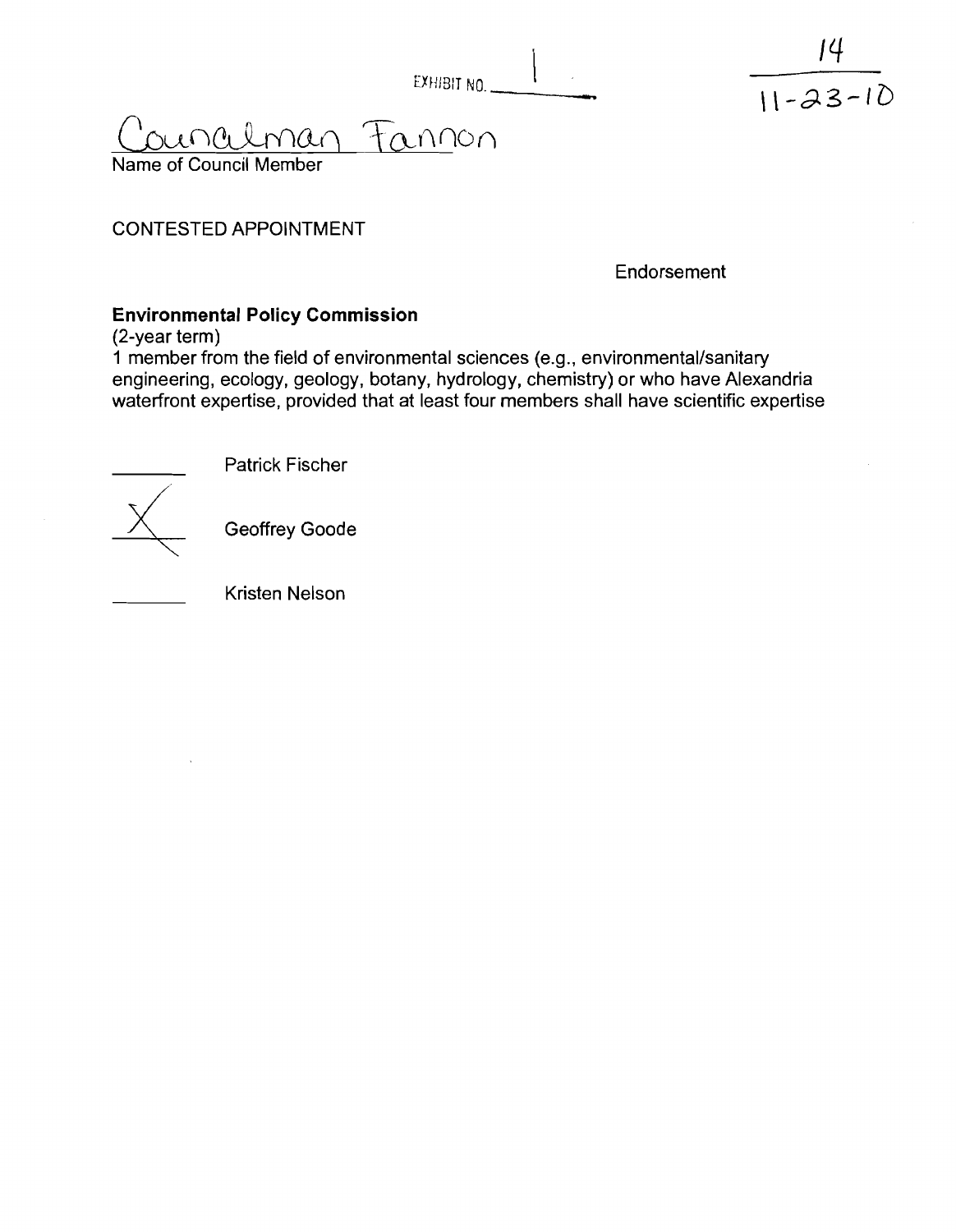EXHIBIT NO. 1

14
11-23-10

Councilman Fannon
Name of Council Member

CONTESTED APPOINTMENT

Endorsement

**Environmental Policy Commission**
(2-year term)
1 member from the field of environmental sciences (e.g., environmental/sanitary engineering, ecology, geology, botany, hydrology, chemistry) or who have Alexandria waterfront expertise, provided that at least four members shall have scientific expertise

_______ Patrick Fischer

___X___ Geoffrey Goode

_______ Kristen Nelson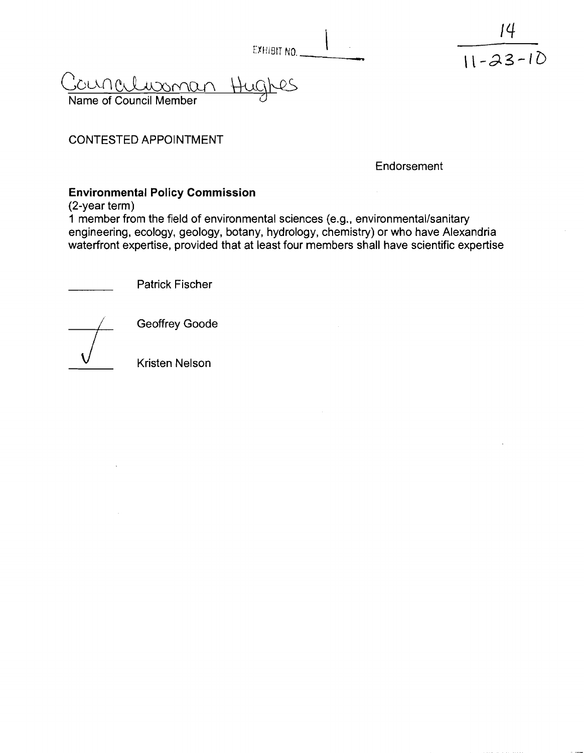EXHIBIT NO. 1

14
11-23-10

Councilwoman Hughes
Name of Council Member

CONTESTED APPOINTMENT

Endorsement

**Environmental Policy Commission**
(2-year term)
1 member from the field of environmental sciences (e.g., environmental/sanitary engineering, ecology, geology, botany, hydrology, chemistry) or who have Alexandria waterfront expertise, provided that at least four members shall have scientific expertise

\_\_\_\_\_\_\_ Patrick Fischer

\_\_\_\_\_\_\_ Geoffrey Goode

✓ Kristen Nelson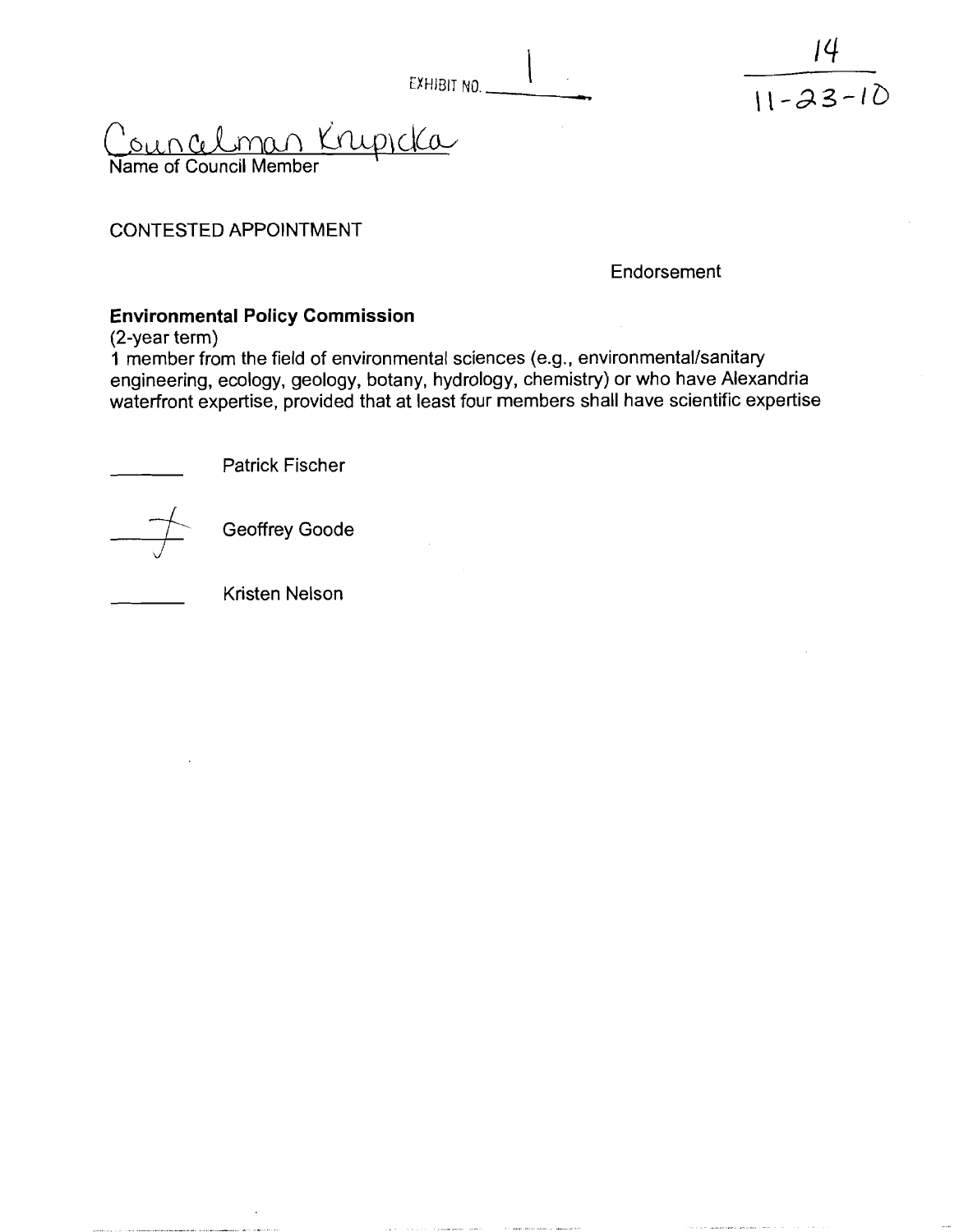EXHIBIT NO. 1

14

11-23-10

Councilman Krupicka
Name of Council Member

CONTESTED APPOINTMENT

Endorsement

**Environmental Policy Commission**
(2-year term)
1 member from the field of environmental sciences (e.g., environmental/sanitary engineering, ecology, geology, botany, hydrology, chemistry) or who have Alexandria waterfront expertise, provided that at least four members shall have scientific expertise

_______ Patrick Fischer

✓ Geoffrey Goode

_______ Kristen Nelson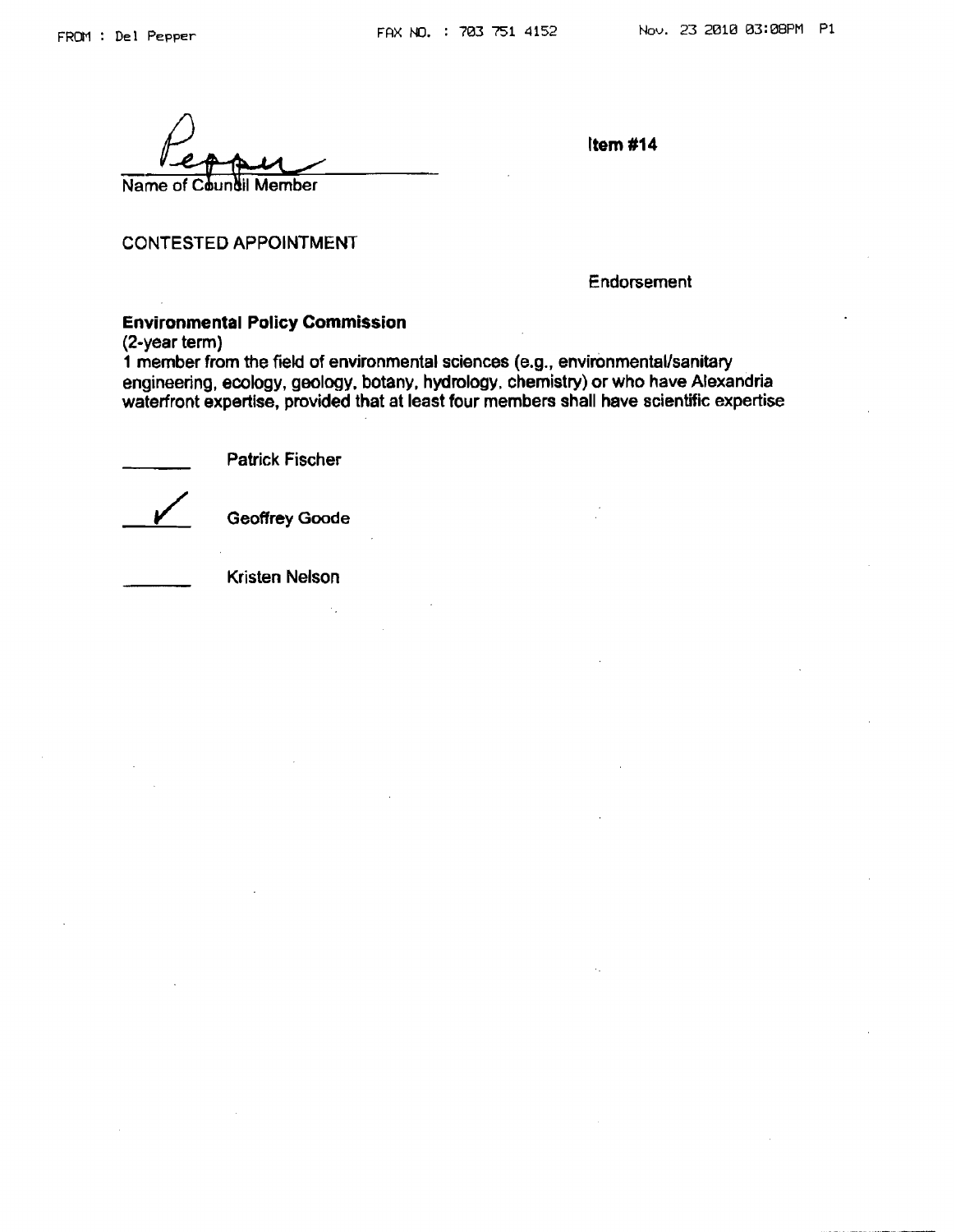Pepper
Name of Council Member

**Item #14**

CONTESTED APPOINTMENT

Endorsement

**Environmental Policy Commission**
(2-year term)
1 member from the field of environmental sciences (e.g., environmental/sanitary engineering, ecology, geology, botany, hydrology, chemistry) or who have Alexandria waterfront expertise, provided that at least four members shall have scientific expertise

\_\_\_\_\_\_\_ Patrick Fischer

✓ Geoffrey Goode

\_\_\_\_\_\_\_ Kristen Nelson